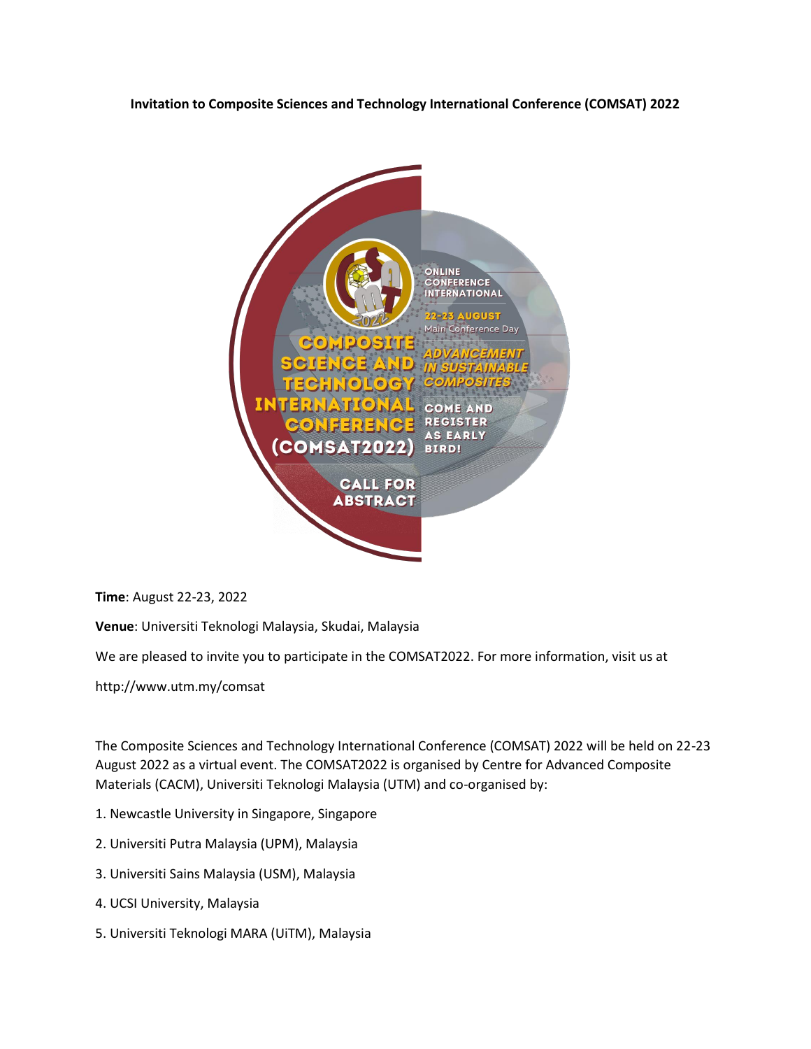**Invitation to Composite Sciences and Technology International Conference (COMSAT) 2022**

COMPOSITE SCIENCE AND TECHNOLOGY INTERNATIONAL CONFERENCE (COMSAT2022)

CALL FOR ABSTRACT

ONLINE CONFERENCE INTERNATIONAL

22-23 AUGUST
Main Conference Day

ADVANCEMENT IN SUSTAINABLE COMPOSITES

COME AND REGISTER AS EARLY BIRD!

**Time**: August 22-23, 2022

**Venue**: Universiti Teknologi Malaysia, Skudai, Malaysia

We are pleased to invite you to participate in the COMSAT2022. For more information, visit us at

http://www.utm.my/comsat

The Composite Sciences and Technology International Conference (COMSAT) 2022 will be held on 22-23 August 2022 as a virtual event. The COMSAT2022 is organised by Centre for Advanced Composite Materials (CACM), Universiti Teknologi Malaysia (UTM) and co-organised by:

1. Newcastle University in Singapore, Singapore
2. Universiti Putra Malaysia (UPM), Malaysia
3. Universiti Sains Malaysia (USM), Malaysia
4. UCSI University, Malaysia
5. Universiti Teknologi MARA (UiTM), Malaysia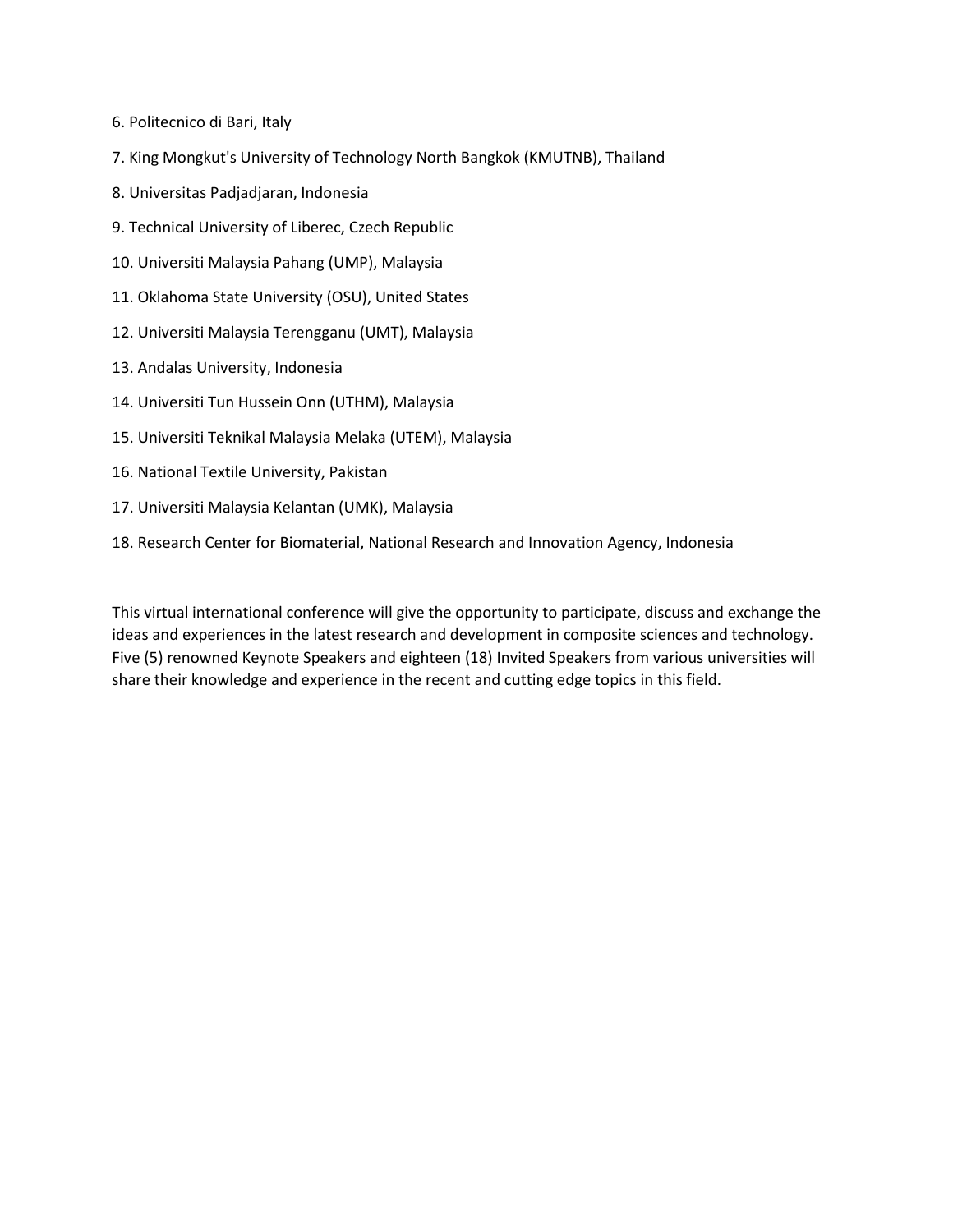6. Politecnico di Bari, Italy
7. King Mongkut's University of Technology North Bangkok (KMUTNB), Thailand
8. Universitas Padjadjaran, Indonesia
9. Technical University of Liberec, Czech Republic
10. Universiti Malaysia Pahang (UMP), Malaysia
11. Oklahoma State University (OSU), United States
12. Universiti Malaysia Terengganu (UMT), Malaysia
13. Andalas University, Indonesia
14. Universiti Tun Hussein Onn (UTHM), Malaysia
15. Universiti Teknikal Malaysia Melaka (UTEM), Malaysia
16. National Textile University, Pakistan
17. Universiti Malaysia Kelantan (UMK), Malaysia
18. Research Center for Biomaterial, National Research and Innovation Agency, Indonesia

This virtual international conference will give the opportunity to participate, discuss and exchange the ideas and experiences in the latest research and development in composite sciences and technology. Five (5) renowned Keynote Speakers and eighteen (18) Invited Speakers from various universities will share their knowledge and experience in the recent and cutting edge topics in this field.